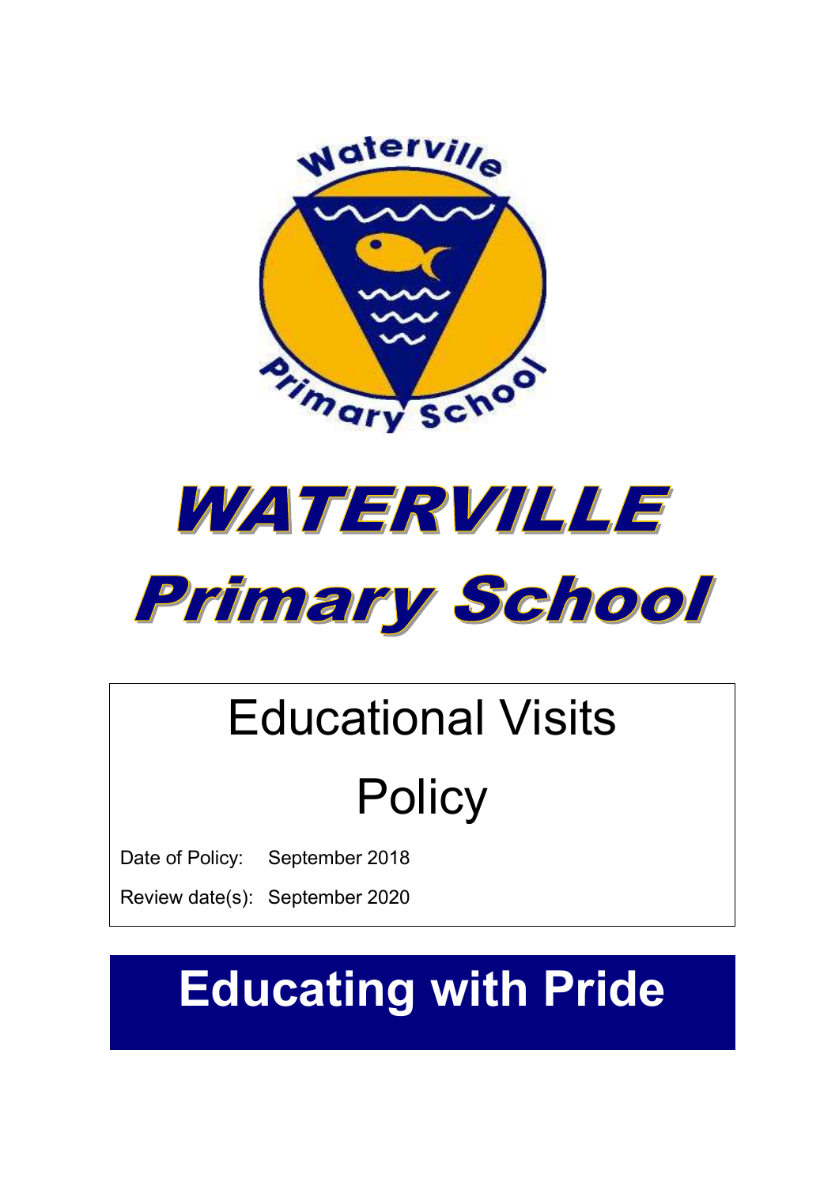# WATERVILLE Primary School

# Educational Visits Policy

Date of Policy: September 2018

Review date(s): September 2020

## Educating with Pride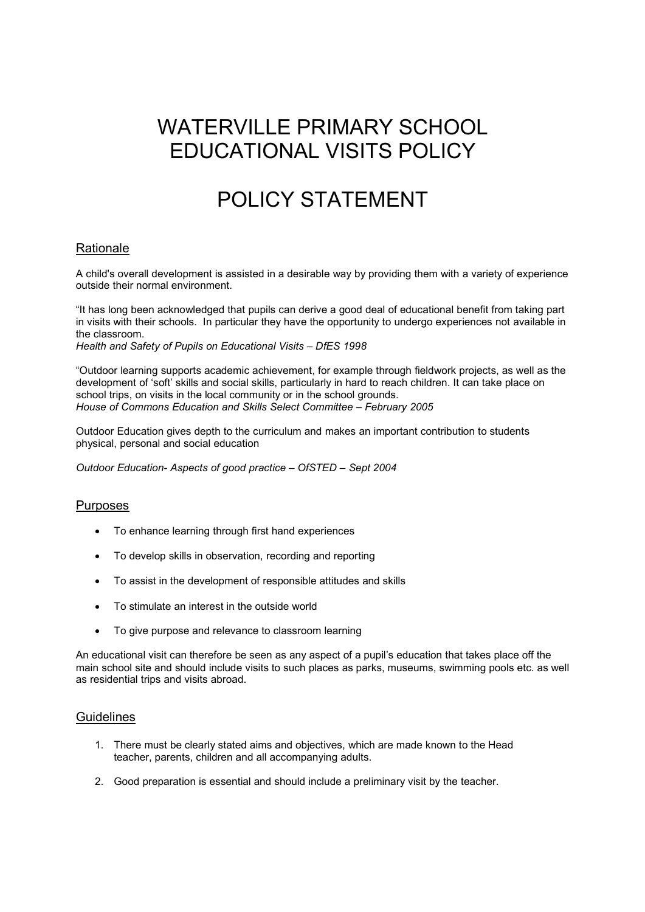# WATERVILLE PRIMARY SCHOOL
# EDUCATIONAL VISITS POLICY

# POLICY STATEMENT

## Rationale

A child's overall development is assisted in a desirable way by providing them with a variety of experience outside their normal environment.

"It has long been acknowledged that pupils can derive a good deal of educational benefit from taking part in visits with their schools. In particular they have the opportunity to undergo experiences not available in the classroom.
*Health and Safety of Pupils on Educational Visits – DfES 1998*

"Outdoor learning supports academic achievement, for example through fieldwork projects, as well as the development of 'soft' skills and social skills, particularly in hard to reach children. It can take place on school trips, on visits in the local community or in the school grounds.
*House of Commons Education and Skills Select Committee – February 2005*

Outdoor Education gives depth to the curriculum and makes an important contribution to students physical, personal and social education

*Outdoor Education- Aspects of good practice – OfSTED – Sept 2004*

## Purposes

- To enhance learning through first hand experiences
- To develop skills in observation, recording and reporting
- To assist in the development of responsible attitudes and skills
- To stimulate an interest in the outside world
- To give purpose and relevance to classroom learning

An educational visit can therefore be seen as any aspect of a pupil's education that takes place off the main school site and should include visits to such places as parks, museums, swimming pools etc. as well as residential trips and visits abroad.

## Guidelines

1. There must be clearly stated aims and objectives, which are made known to the Head teacher, parents, children and all accompanying adults.
2. Good preparation is essential and should include a preliminary visit by the teacher.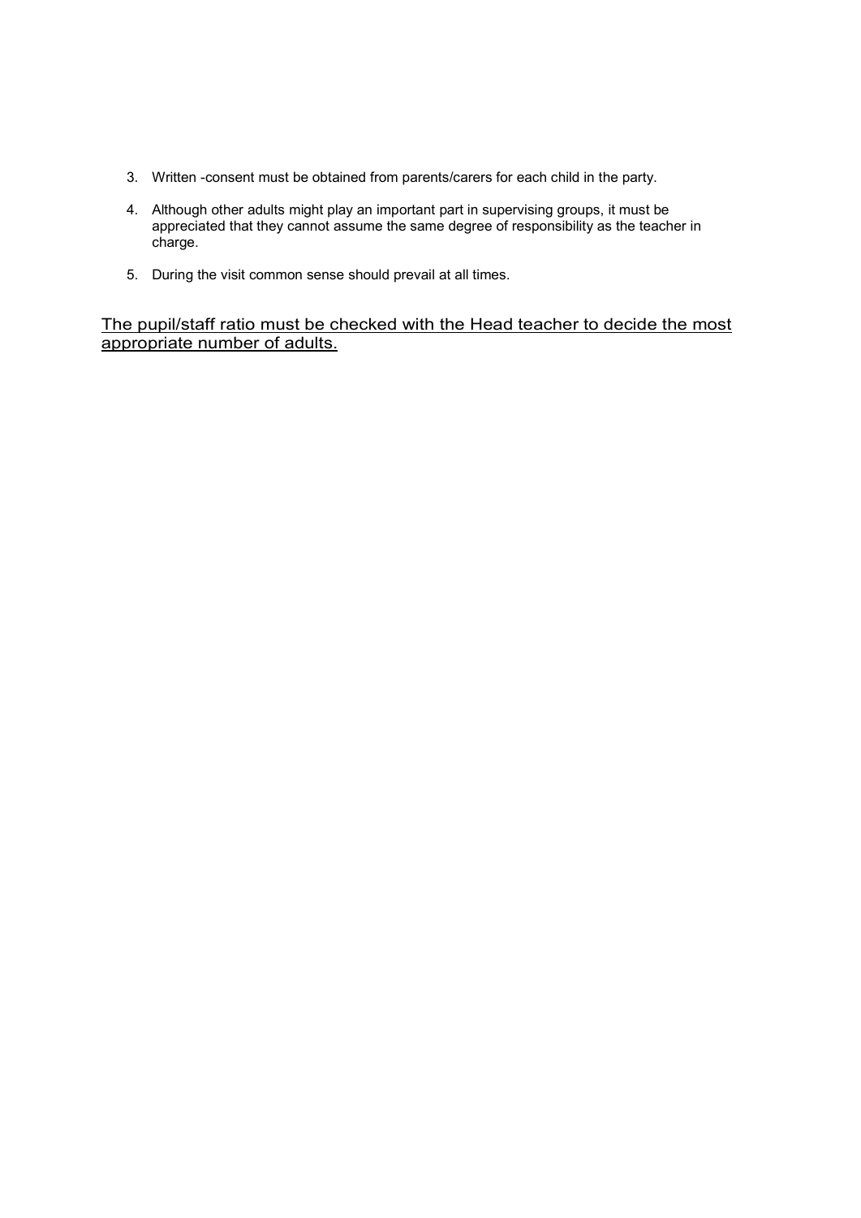3. Written -consent must be obtained from parents/carers for each child in the party.
4. Although other adults might play an important part in supervising groups, it must be appreciated that they cannot assume the same degree of responsibility as the teacher in charge.
5. During the visit common sense should prevail at all times.

<u>The pupil/staff ratio must be checked with the Head teacher to decide the most appropriate number of adults.</u>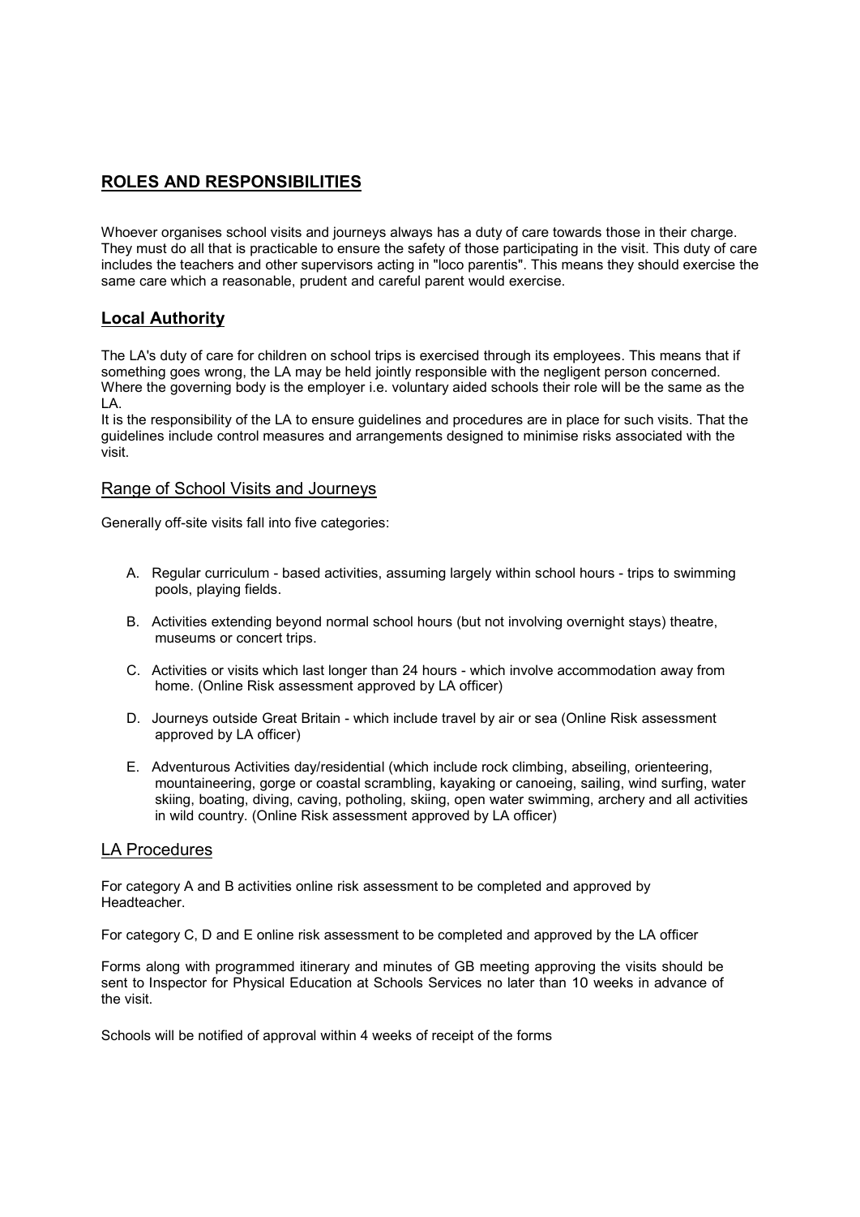## ROLES AND RESPONSIBILITIES

Whoever organises school visits and journeys always has a duty of care towards those in their charge. They must do all that is practicable to ensure the safety of those participating in the visit. This duty of care includes the teachers and other supervisors acting in "loco parentis". This means they should exercise the same care which a reasonable, prudent and careful parent would exercise.

## Local Authority

The LA's duty of care for children on school trips is exercised through its employees. This means that if something goes wrong, the LA may be held jointly responsible with the negligent person concerned. Where the governing body is the employer i.e. voluntary aided schools their role will be the same as the LA.

It is the responsibility of the LA to ensure guidelines and procedures are in place for such visits. That the guidelines include control measures and arrangements designed to minimise risks associated with the visit.

### Range of School Visits and Journeys

Generally off-site visits fall into five categories:

A. Regular curriculum - based activities, assuming largely within school hours - trips to swimming pools, playing fields.

B. Activities extending beyond normal school hours (but not involving overnight stays) theatre, museums or concert trips.

C. Activities or visits which last longer than 24 hours - which involve accommodation away from home. (Online Risk assessment approved by LA officer)

D. Journeys outside Great Britain - which include travel by air or sea (Online Risk assessment approved by LA officer)

E. Adventurous Activities day/residential (which include rock climbing, abseiling, orienteering, mountaineering, gorge or coastal scrambling, kayaking or canoeing, sailing, wind surfing, water skiing, boating, diving, caving, potholing, skiing, open water swimming, archery and all activities in wild country. (Online Risk assessment approved by LA officer)

### LA Procedures

For category A and B activities online risk assessment to be completed and approved by Headteacher.

For category C, D and E online risk assessment to be completed and approved by the LA officer

Forms along with programmed itinerary and minutes of GB meeting approving the visits should be sent to Inspector for Physical Education at Schools Services no later than 10 weeks in advance of the visit.

Schools will be notified of approval within 4 weeks of receipt of the forms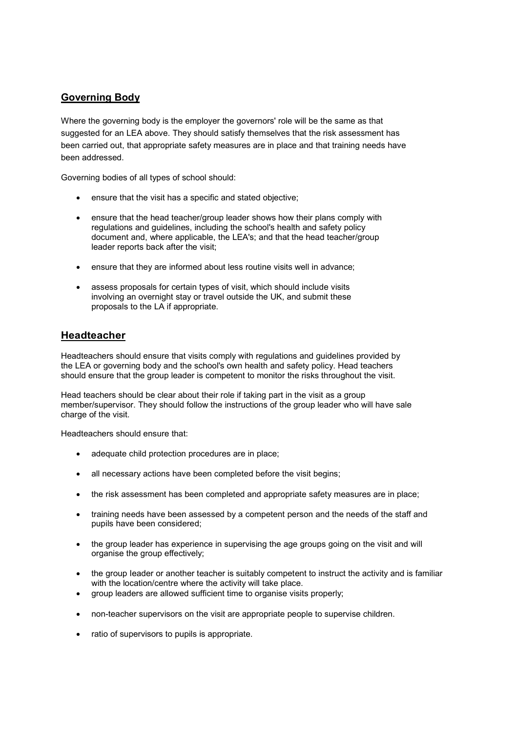## Governing Body

Where the governing body is the employer the governors' role will be the same as that suggested for an LEA above. They should satisfy themselves that the risk assessment has been carried out, that appropriate safety measures are in place and that training needs have been addressed.

Governing bodies of all types of school should:

- ensure that the visit has a specific and stated objective;
- ensure that the head teacher/group leader shows how their plans comply with regulations and guidelines, including the school's health and safety policy document and, where applicable, the LEA's; and that the head teacher/group leader reports back after the visit;
- ensure that they are informed about less routine visits well in advance;
- assess proposals for certain types of visit, which should include visits involving an overnight stay or travel outside the UK, and submit these proposals to the LA if appropriate.

## Headteacher

Headteachers should ensure that visits comply with regulations and guidelines provided by the LEA or governing body and the school's own health and safety policy. Head teachers should ensure that the group leader is competent to monitor the risks throughout the visit.

Head teachers should be clear about their role if taking part in the visit as a group member/supervisor. They should follow the instructions of the group leader who will have sale charge of the visit.

Headteachers should ensure that:

- adequate child protection procedures are in place;
- all necessary actions have been completed before the visit begins;
- the risk assessment has been completed and appropriate safety measures are in place;
- training needs have been assessed by a competent person and the needs of the staff and pupils have been considered;
- the group leader has experience in supervising the age groups going on the visit and will organise the group effectively;
- the group leader or another teacher is suitably competent to instruct the activity and is familiar with the location/centre where the activity will take place.
- group leaders are allowed sufficient time to organise visits properly;
- non-teacher supervisors on the visit are appropriate people to supervise children.
- ratio of supervisors to pupils is appropriate.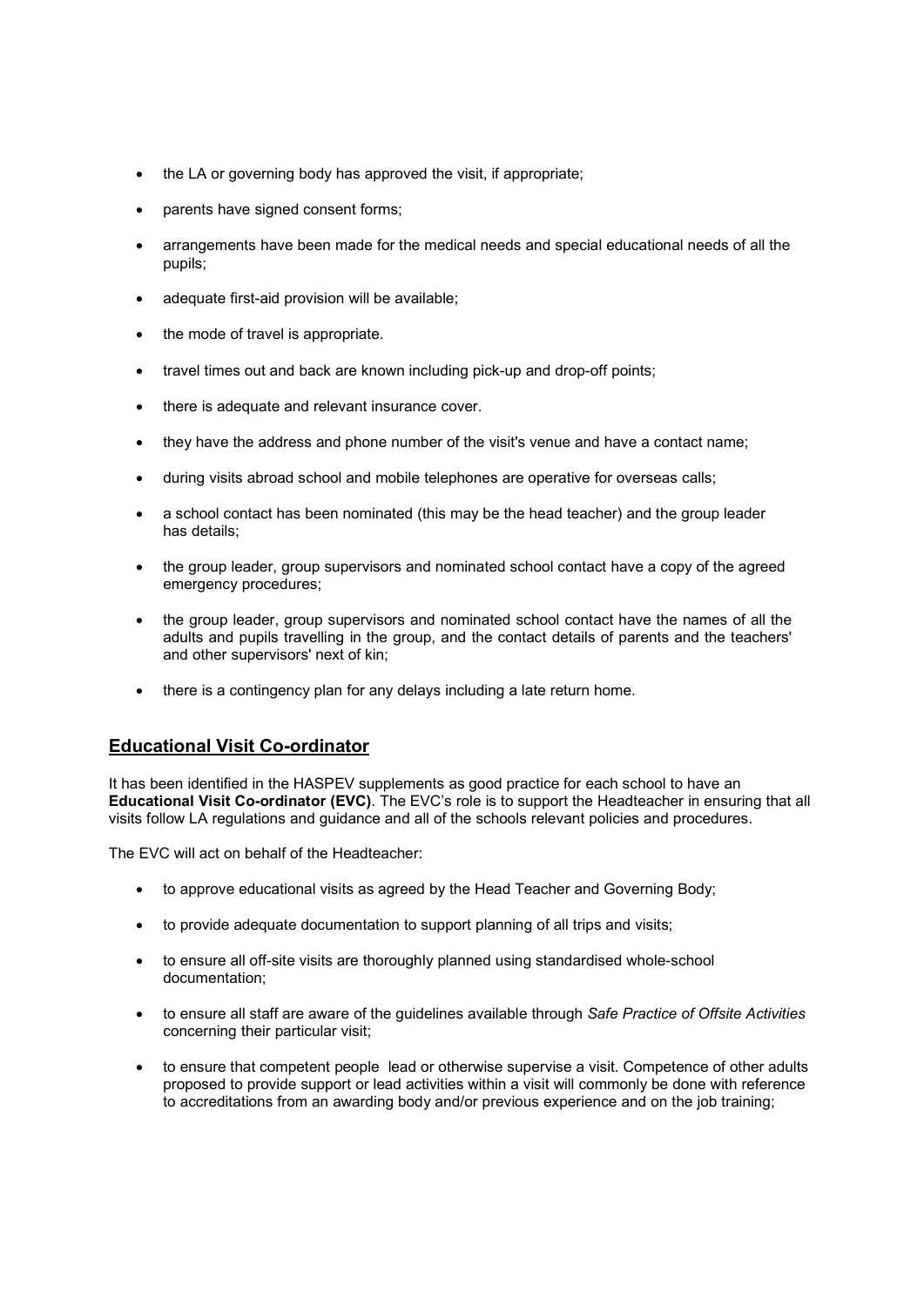- the LA or governing body has approved the visit, if appropriate;
- parents have signed consent forms;
- arrangements have been made for the medical needs and special educational needs of all the pupils;
- adequate first-aid provision will be available;
- the mode of travel is appropriate.
- travel times out and back are known including pick-up and drop-off points;
- there is adequate and relevant insurance cover.
- they have the address and phone number of the visit's venue and have a contact name;
- during visits abroad school and mobile telephones are operative for overseas calls;
- a school contact has been nominated (this may be the head teacher) and the group leader has details;
- the group leader, group supervisors and nominated school contact have a copy of the agreed emergency procedures;
- the group leader, group supervisors and nominated school contact have the names of all the adults and pupils travelling in the group, and the contact details of parents and the teachers' and other supervisors' next of kin;
- there is a contingency plan for any delays including a late return home.

## Educational Visit Co-ordinator

It has been identified in the HASPEV supplements as good practice for each school to have an **Educational Visit Co-ordinator (EVC)**. The EVC's role is to support the Headteacher in ensuring that all visits follow LA regulations and guidance and all of the schools relevant policies and procedures.

The EVC will act on behalf of the Headteacher:

- to approve educational visits as agreed by the Head Teacher and Governing Body;
- to provide adequate documentation to support planning of all trips and visits;
- to ensure all off-site visits are thoroughly planned using standardised whole-school documentation;
- to ensure all staff are aware of the guidelines available through *Safe Practice of Offsite Activities* concerning their particular visit;
- to ensure that competent people lead or otherwise supervise a visit. Competence of other adults proposed to provide support or lead activities within a visit will commonly be done with reference to accreditations from an awarding body and/or previous experience and on the job training;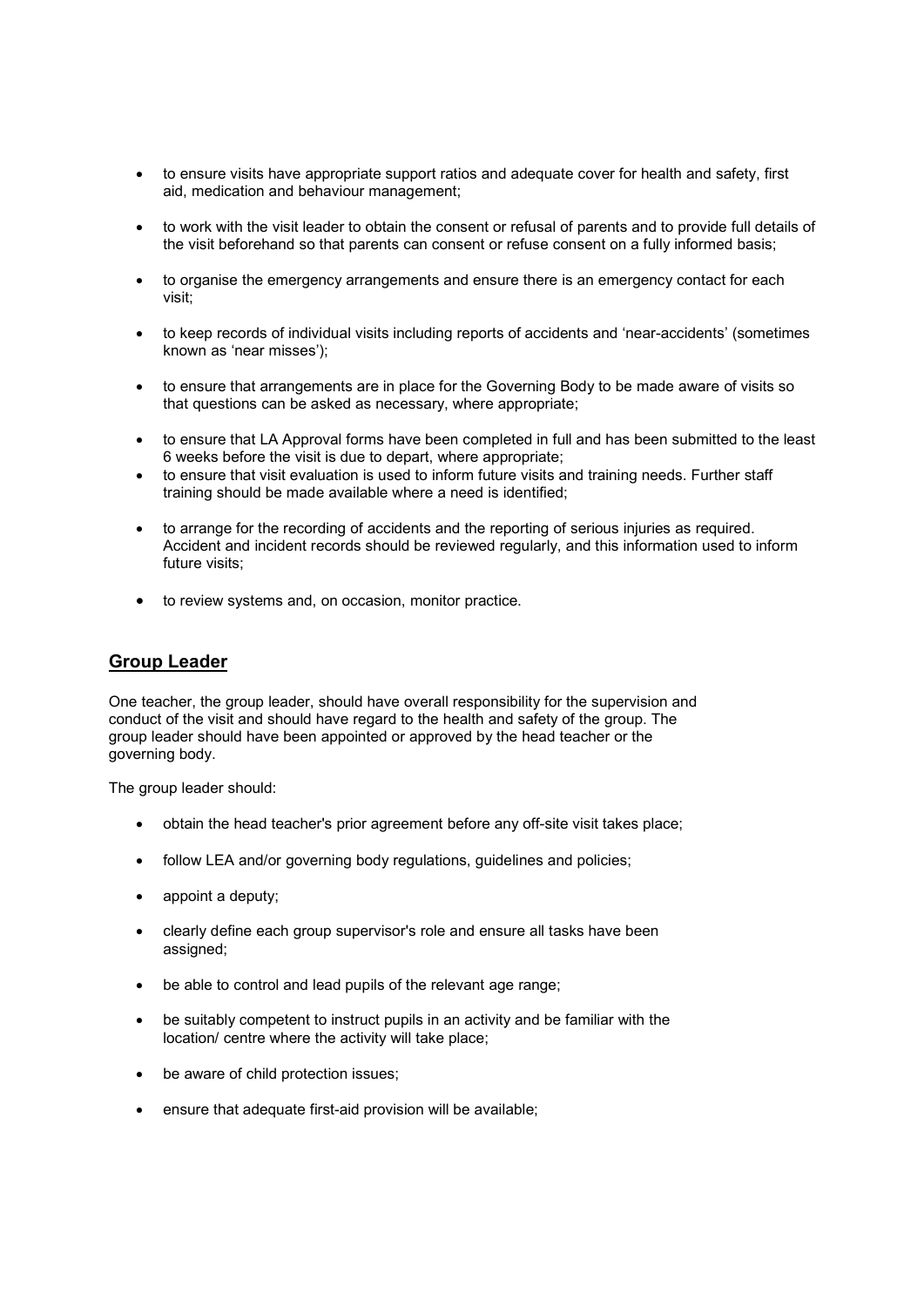- to ensure visits have appropriate support ratios and adequate cover for health and safety, first aid, medication and behaviour management;

- to work with the visit leader to obtain the consent or refusal of parents and to provide full details of the visit beforehand so that parents can consent or refuse consent on a fully informed basis;

- to organise the emergency arrangements and ensure there is an emergency contact for each visit;

- to keep records of individual visits including reports of accidents and 'near-accidents' (sometimes known as 'near misses');

- to ensure that arrangements are in place for the Governing Body to be made aware of visits so that questions can be asked as necessary, where appropriate;

- to ensure that LA Approval forms have been completed in full and has been submitted to the least 6 weeks before the visit is due to depart, where appropriate;
- to ensure that visit evaluation is used to inform future visits and training needs. Further staff training should be made available where a need is identified;

- to arrange for the recording of accidents and the reporting of serious injuries as required. Accident and incident records should be reviewed regularly, and this information used to inform future visits;

- to review systems and, on occasion, monitor practice.

## **Group Leader**

One teacher, the group leader, should have overall responsibility for the supervision and conduct of the visit and should have regard to the health and safety of the group. The group leader should have been appointed or approved by the head teacher or the governing body.

The group leader should:

- obtain the head teacher's prior agreement before any off-site visit takes place;

- follow LEA and/or governing body regulations, guidelines and policies;

- appoint a deputy;

- clearly define each group supervisor's role and ensure all tasks have been assigned;

- be able to control and lead pupils of the relevant age range;

- be suitably competent to instruct pupils in an activity and be familiar with the location/ centre where the activity will take place;

- be aware of child protection issues;

- ensure that adequate first-aid provision will be available;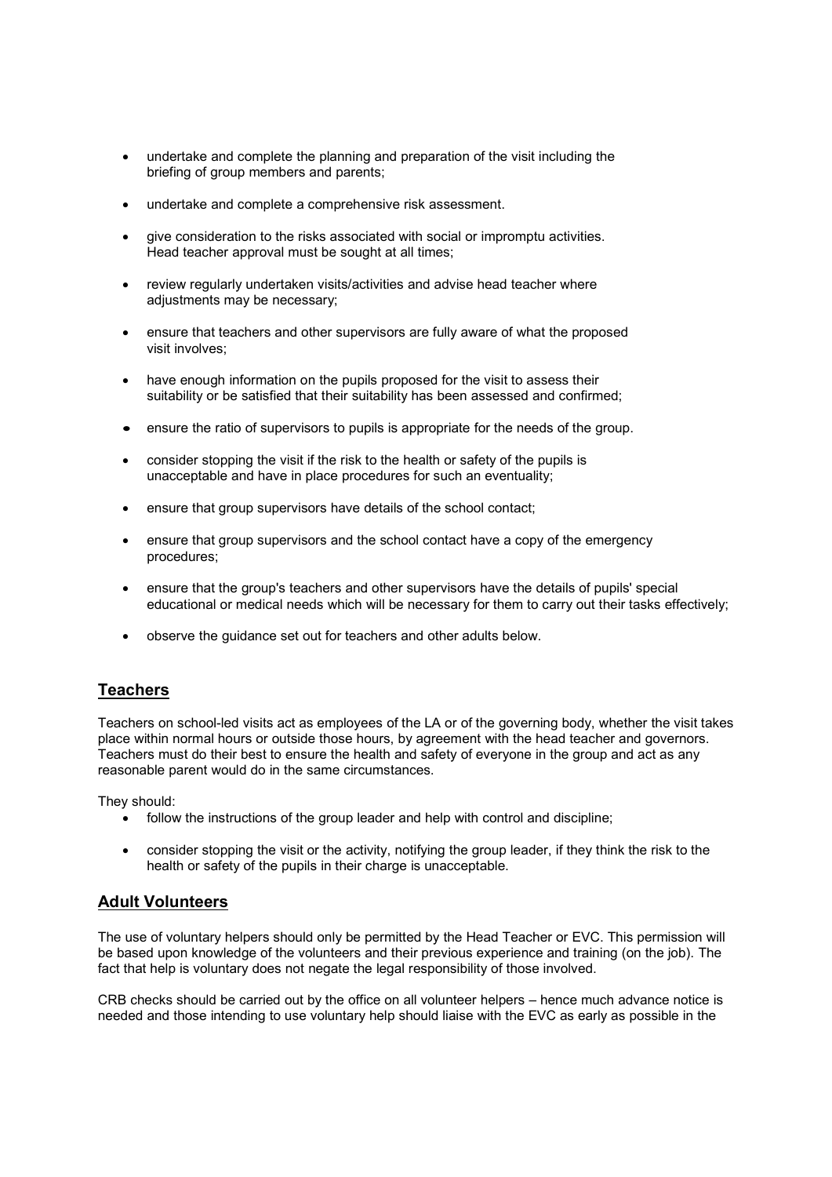- undertake and complete the planning and preparation of the visit including the briefing of group members and parents;

- undertake and complete a comprehensive risk assessment.

- give consideration to the risks associated with social or impromptu activities. Head teacher approval must be sought at all times;

- review regularly undertaken visits/activities and advise head teacher where adjustments may be necessary;

- ensure that teachers and other supervisors are fully aware of what the proposed visit involves;

- have enough information on the pupils proposed for the visit to assess their suitability or be satisfied that their suitability has been assessed and confirmed;

- ensure the ratio of supervisors to pupils is appropriate for the needs of the group.

- consider stopping the visit if the risk to the health or safety of the pupils is unacceptable and have in place procedures for such an eventuality;

- ensure that group supervisors have details of the school contact;

- ensure that group supervisors and the school contact have a copy of the emergency procedures;

- ensure that the group's teachers and other supervisors have the details of pupils' special educational or medical needs which will be necessary for them to carry out their tasks effectively;

- observe the guidance set out for teachers and other adults below.

## Teachers

Teachers on school-led visits act as employees of the LA or of the governing body, whether the visit takes place within normal hours or outside those hours, by agreement with the head teacher and governors. Teachers must do their best to ensure the health and safety of everyone in the group and act as any reasonable parent would do in the same circumstances.

They should:

- follow the instructions of the group leader and help with control and discipline;

- consider stopping the visit or the activity, notifying the group leader, if they think the risk to the health or safety of the pupils in their charge is unacceptable.

## Adult Volunteers

The use of voluntary helpers should only be permitted by the Head Teacher or EVC. This permission will be based upon knowledge of the volunteers and their previous experience and training (on the job). The fact that help is voluntary does not negate the legal responsibility of those involved.

CRB checks should be carried out by the office on all volunteer helpers – hence much advance notice is needed and those intending to use voluntary help should liaise with the EVC as early as possible in the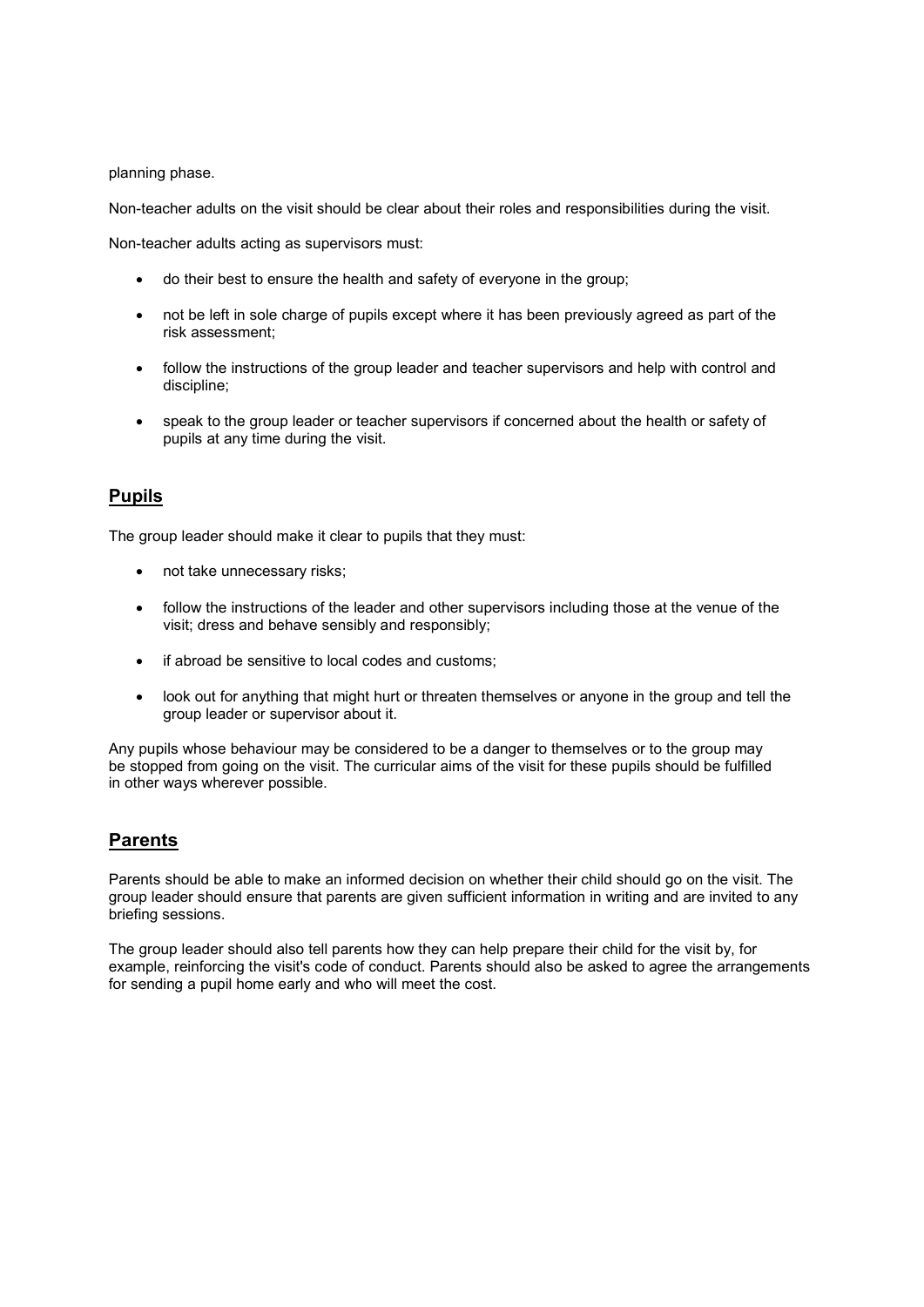planning phase.

Non-teacher adults on the visit should be clear about their roles and responsibilities during the visit.

Non-teacher adults acting as supervisors must:

- do their best to ensure the health and safety of everyone in the group;
- not be left in sole charge of pupils except where it has been previously agreed as part of the risk assessment;
- follow the instructions of the group leader and teacher supervisors and help with control and discipline;
- speak to the group leader or teacher supervisors if concerned about the health or safety of pupils at any time during the visit.

## Pupils

The group leader should make it clear to pupils that they must:

- not take unnecessary risks;
- follow the instructions of the leader and other supervisors including those at the venue of the visit; dress and behave sensibly and responsibly;
- if abroad be sensitive to local codes and customs;
- look out for anything that might hurt or threaten themselves or anyone in the group and tell the group leader or supervisor about it.

Any pupils whose behaviour may be considered to be a danger to themselves or to the group may be stopped from going on the visit. The curricular aims of the visit for these pupils should be fulfilled in other ways wherever possible.

## Parents

Parents should be able to make an informed decision on whether their child should go on the visit. The group leader should ensure that parents are given sufficient information in writing and are invited to any briefing sessions.

The group leader should also tell parents how they can help prepare their child for the visit by, for example, reinforcing the visit's code of conduct. Parents should also be asked to agree the arrangements for sending a pupil home early and who will meet the cost.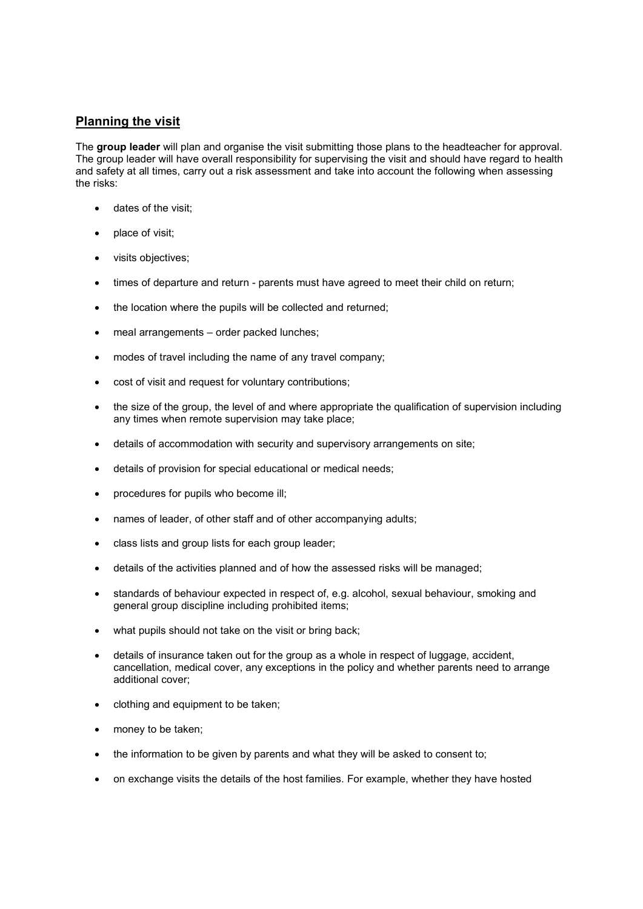## Planning the visit

The **group leader** will plan and organise the visit submitting those plans to the headteacher for approval. The group leader will have overall responsibility for supervising the visit and should have regard to health and safety at all times, carry out a risk assessment and take into account the following when assessing the risks:

- dates of the visit;
- place of visit;
- visits objectives;
- times of departure and return - parents must have agreed to meet their child on return;
- the location where the pupils will be collected and returned;
- meal arrangements – order packed lunches;
- modes of travel including the name of any travel company;
- cost of visit and request for voluntary contributions;
- the size of the group, the level of and where appropriate the qualification of supervision including any times when remote supervision may take place;
- details of accommodation with security and supervisory arrangements on site;
- details of provision for special educational or medical needs;
- procedures for pupils who become ill;
- names of leader, of other staff and of other accompanying adults;
- class lists and group lists for each group leader;
- details of the activities planned and of how the assessed risks will be managed;
- standards of behaviour expected in respect of, e.g. alcohol, sexual behaviour, smoking and general group discipline including prohibited items;
- what pupils should not take on the visit or bring back;
- details of insurance taken out for the group as a whole in respect of luggage, accident, cancellation, medical cover, any exceptions in the policy and whether parents need to arrange additional cover;
- clothing and equipment to be taken;
- money to be taken;
- the information to be given by parents and what they will be asked to consent to;
- on exchange visits the details of the host families. For example, whether they have hosted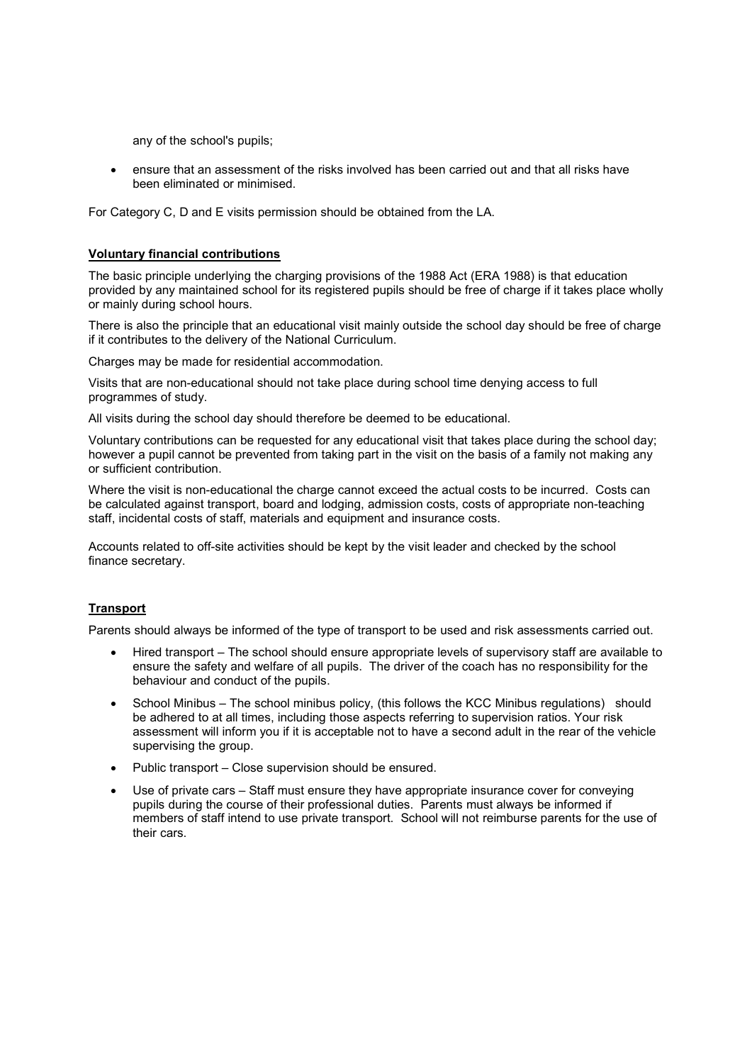any of the school's pupils;

- ensure that an assessment of the risks involved has been carried out and that all risks have been eliminated or minimised.

For Category C, D and E visits permission should be obtained from the LA.

**Voluntary financial contributions**

The basic principle underlying the charging provisions of the 1988 Act (ERA 1988) is that education provided by any maintained school for its registered pupils should be free of charge if it takes place wholly or mainly during school hours.

There is also the principle that an educational visit mainly outside the school day should be free of charge if it contributes to the delivery of the National Curriculum.

Charges may be made for residential accommodation.

Visits that are non-educational should not take place during school time denying access to full programmes of study.

All visits during the school day should therefore be deemed to be educational.

Voluntary contributions can be requested for any educational visit that takes place during the school day; however a pupil cannot be prevented from taking part in the visit on the basis of a family not making any or sufficient contribution.

Where the visit is non-educational the charge cannot exceed the actual costs to be incurred. Costs can be calculated against transport, board and lodging, admission costs, costs of appropriate non-teaching staff, incidental costs of staff, materials and equipment and insurance costs.

Accounts related to off-site activities should be kept by the visit leader and checked by the school finance secretary.

**Transport**

Parents should always be informed of the type of transport to be used and risk assessments carried out.

- Hired transport – The school should ensure appropriate levels of supervisory staff are available to ensure the safety and welfare of all pupils. The driver of the coach has no responsibility for the behaviour and conduct of the pupils.
- School Minibus – The school minibus policy, (this follows the KCC Minibus regulations) should be adhered to at all times, including those aspects referring to supervision ratios. Your risk assessment will inform you if it is acceptable not to have a second adult in the rear of the vehicle supervising the group.
- Public transport – Close supervision should be ensured.
- Use of private cars – Staff must ensure they have appropriate insurance cover for conveying pupils during the course of their professional duties. Parents must always be informed if members of staff intend to use private transport. School will not reimburse parents for the use of their cars.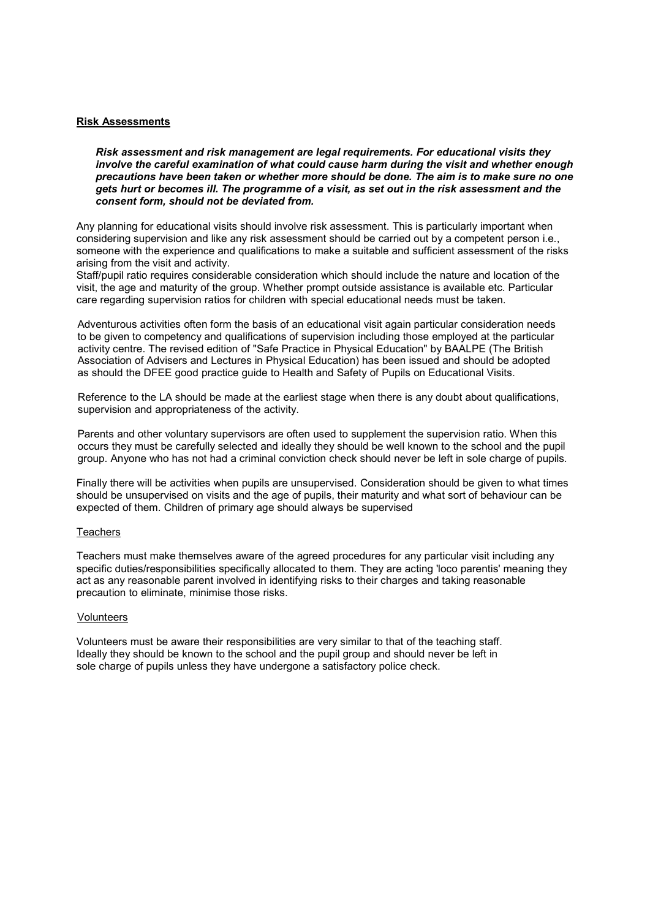## Risk Assessments

***Risk assessment and risk management are legal requirements. For educational visits they involve the careful examination of what could cause harm during the visit and whether enough precautions have been taken or whether more should be done. The aim is to make sure no one gets hurt or becomes ill. The programme of a visit, as set out in the risk assessment and the consent form, should not be deviated from.***

Any planning for educational visits should involve risk assessment. This is particularly important when considering supervision and like any risk assessment should be carried out by a competent person i.e., someone with the experience and qualifications to make a suitable and sufficient assessment of the risks arising from the visit and activity.

Staff/pupil ratio requires considerable consideration which should include the nature and location of the visit, the age and maturity of the group. Whether prompt outside assistance is available etc. Particular care regarding supervision ratios for children with special educational needs must be taken.

Adventurous activities often form the basis of an educational visit again particular consideration needs to be given to competency and qualifications of supervision including those employed at the particular activity centre. The revised edition of "Safe Practice in Physical Education" by BAALPE (The British Association of Advisers and Lectures in Physical Education) has been issued and should be adopted as should the DFEE good practice guide to Health and Safety of Pupils on Educational Visits.

Reference to the LA should be made at the earliest stage when there is any doubt about qualifications, supervision and appropriateness of the activity.

Parents and other voluntary supervisors are often used to supplement the supervision ratio. When this occurs they must be carefully selected and ideally they should be well known to the school and the pupil group. Anyone who has not had a criminal conviction check should never be left in sole charge of pupils.

Finally there will be activities when pupils are unsupervised. Consideration should be given to what times should be unsupervised on visits and the age of pupils, their maturity and what sort of behaviour can be expected of them. Children of primary age should always be supervised

### Teachers

Teachers must make themselves aware of the agreed procedures for any particular visit including any specific duties/responsibilities specifically allocated to them. They are acting 'loco parentis' meaning they act as any reasonable parent involved in identifying risks to their charges and taking reasonable precaution to eliminate, minimise those risks.

### Volunteers

Volunteers must be aware their responsibilities are very similar to that of the teaching staff. Ideally they should be known to the school and the pupil group and should never be left in sole charge of pupils unless they have undergone a satisfactory police check.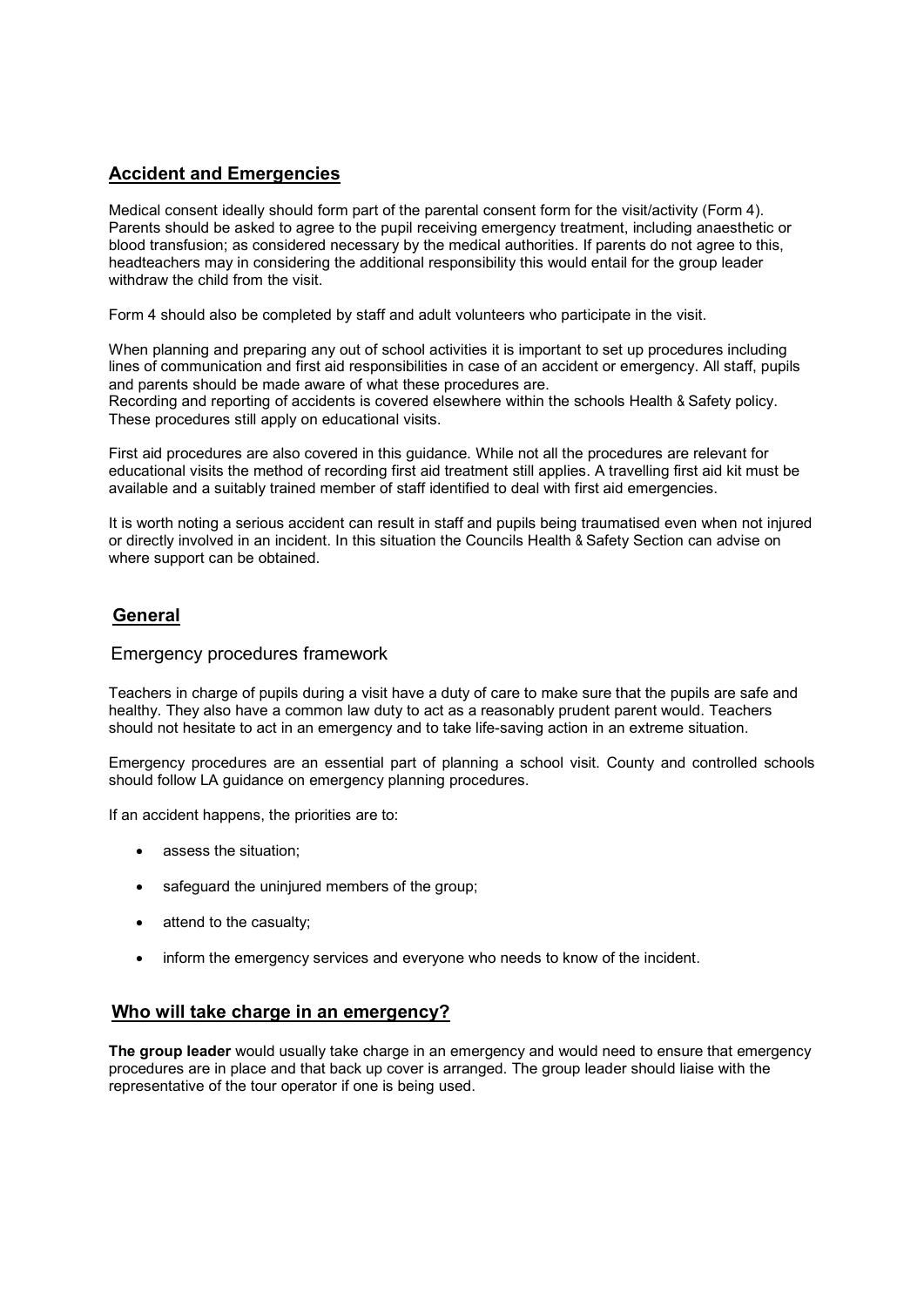## Accident and Emergencies

Medical consent ideally should form part of the parental consent form for the visit/activity (Form 4). Parents should be asked to agree to the pupil receiving emergency treatment, including anaesthetic or blood transfusion; as considered necessary by the medical authorities. If parents do not agree to this, headteachers may in considering the additional responsibility this would entail for the group leader withdraw the child from the visit.

Form 4 should also be completed by staff and adult volunteers who participate in the visit.

When planning and preparing any out of school activities it is important to set up procedures including lines of communication and first aid responsibilities in case of an accident or emergency. All staff, pupils and parents should be made aware of what these procedures are.
Recording and reporting of accidents is covered elsewhere within the schools Health & Safety policy. These procedures still apply on educational visits.

First aid procedures are also covered in this guidance. While not all the procedures are relevant for educational visits the method of recording first aid treatment still applies. A travelling first aid kit must be available and a suitably trained member of staff identified to deal with first aid emergencies.

It is worth noting a serious accident can result in staff and pupils being traumatised even when not injured or directly involved in an incident. In this situation the Councils Health & Safety Section can advise on where support can be obtained.

## General

### Emergency procedures framework

Teachers in charge of pupils during a visit have a duty of care to make sure that the pupils are safe and healthy. They also have a common law duty to act as a reasonably prudent parent would. Teachers should not hesitate to act in an emergency and to take life-saving action in an extreme situation.

Emergency procedures are an essential part of planning a school visit. County and controlled schools should follow LA guidance on emergency planning procedures.

If an accident happens, the priorities are to:

- assess the situation;
- safeguard the uninjured members of the group;
- attend to the casualty;
- inform the emergency services and everyone who needs to know of the incident.

## Who will take charge in an emergency?

**The group leader** would usually take charge in an emergency and would need to ensure that emergency procedures are in place and that back up cover is arranged. The group leader should liaise with the representative of the tour operator if one is being used.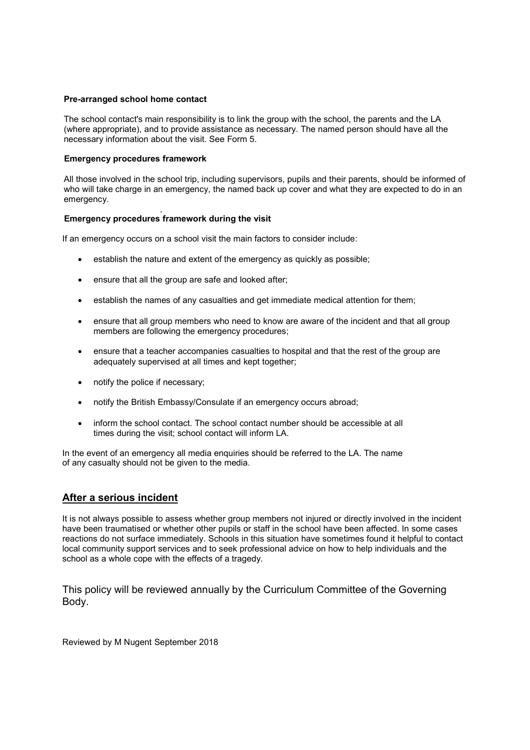**Pre-arranged school home contact**

The school contact's main responsibility is to link the group with the school, the parents and the LA (where appropriate), and to provide assistance as necessary. The named person should have all the necessary information about the visit. See Form 5.

**Emergency procedures framework**

All those involved in the school trip, including supervisors, pupils and their parents, should be informed of who will take charge in an emergency, the named back up cover and what they are expected to do in an emergency.

**Emergency procedures framework during the visit**

If an emergency occurs on a school visit the main factors to consider include:

- establish the nature and extent of the emergency as quickly as possible;
- ensure that all the group are safe and looked after;
- establish the names of any casualties and get immediate medical attention for them;
- ensure that all group members who need to know are aware of the incident and that all group members are following the emergency procedures;
- ensure that a teacher accompanies casualties to hospital and that the rest of the group are adequately supervised at all times and kept together;
- notify the police if necessary;
- notify the British Embassy/Consulate if an emergency occurs abroad;
- inform the school contact. The school contact number should be accessible at all times during the visit; school contact will inform LA.

In the event of an emergency all media enquiries should be referred to the LA. The name of any casualty should not be given to the media.

## After a serious incident

It is not always possible to assess whether group members not injured or directly involved in the incident have been traumatised or whether other pupils or staff in the school have been affected. In some cases reactions do not surface immediately. Schools in this situation have sometimes found it helpful to contact local community support services and to seek professional advice on how to help individuals and the school as a whole cope with the effects of a tragedy.

This policy will be reviewed annually by the Curriculum Committee of the Governing Body.

Reviewed by M Nugent September 2018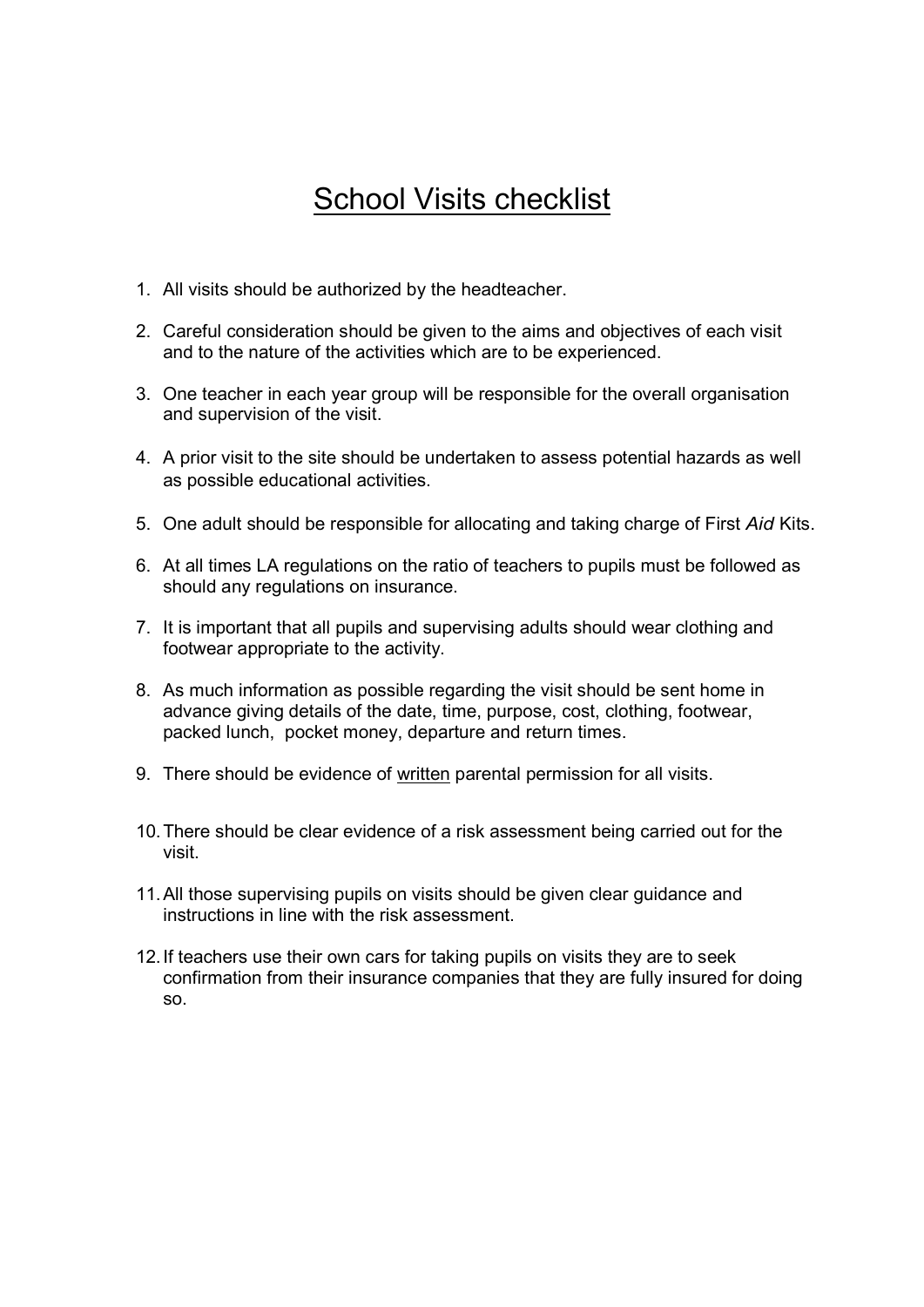# <u>School Visits checklist</u>

1. All visits should be authorized by the headteacher.

2. Careful consideration should be given to the aims and objectives of each visit and to the nature of the activities which are to be experienced.

3. One teacher in each year group will be responsible for the overall organisation and supervision of the visit.

4. A prior visit to the site should be undertaken to assess potential hazards as well as possible educational activities.

5. One adult should be responsible for allocating and taking charge of First *Aid* Kits.

6. At all times LA regulations on the ratio of teachers to pupils must be followed as should any regulations on insurance.

7. It is important that all pupils and supervising adults should wear clothing and footwear appropriate to the activity.

8. As much information as possible regarding the visit should be sent home in advance giving details of the date, time, purpose, cost, clothing, footwear, packed lunch, pocket money, departure and return times.

9. There should be evidence of <u>written</u> parental permission for all visits.

10. There should be clear evidence of a risk assessment being carried out for the visit.

11. All those supervising pupils on visits should be given clear guidance and instructions in line with the risk assessment.

12. If teachers use their own cars for taking pupils on visits they are to seek confirmation from their insurance companies that they are fully insured for doing so.